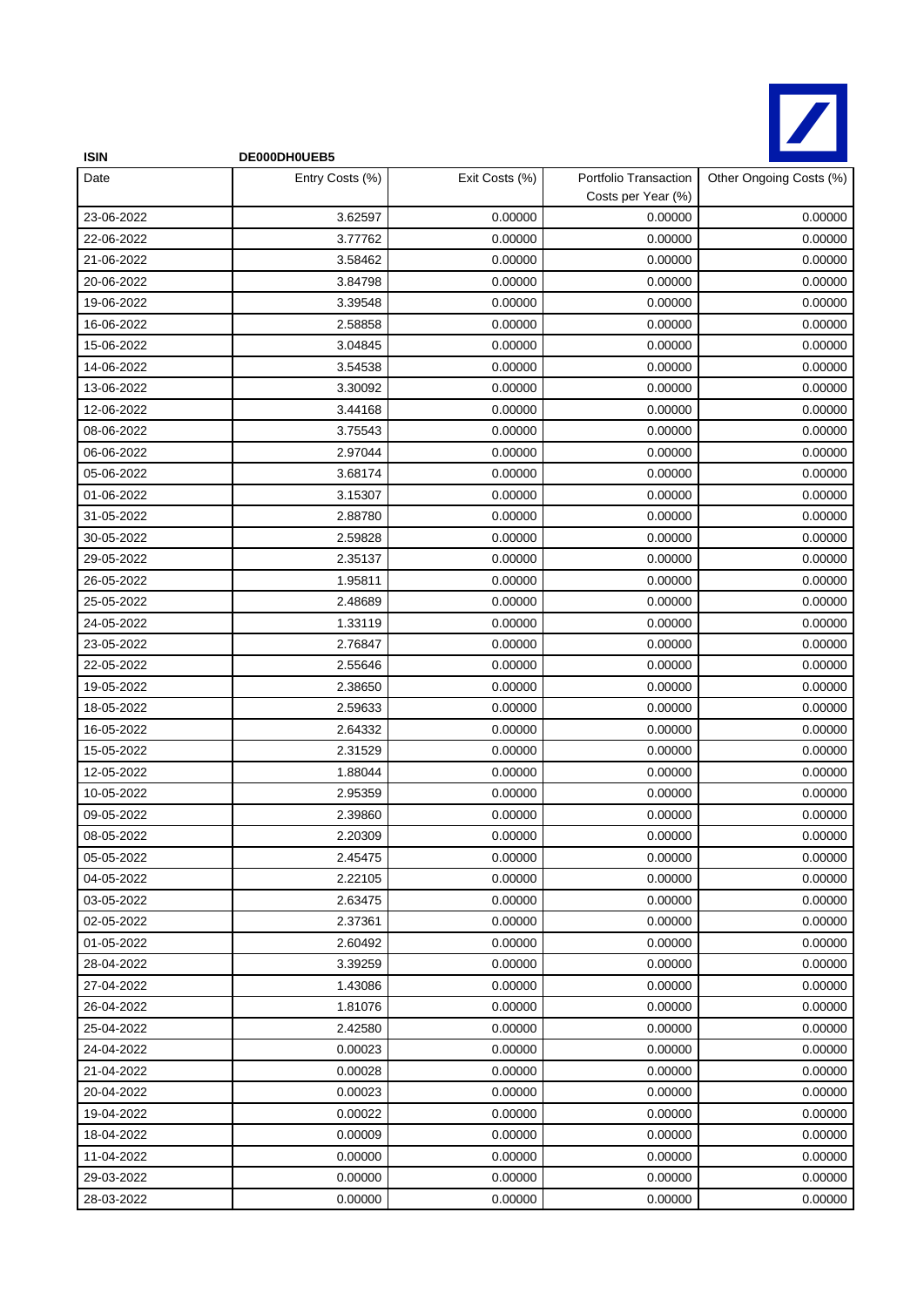**ISIN** **DE000DH0UEB5**

| Date | Entry Costs (%) | Exit Costs (%) | Portfolio Transaction Costs per Year (%) | Other Ongoing Costs (%) |
|---|---|---|---|---|
| 23-06-2022 | 3.62597 | 0.00000 | 0.00000 | 0.00000 |
| 22-06-2022 | 3.77762 | 0.00000 | 0.00000 | 0.00000 |
| 21-06-2022 | 3.58462 | 0.00000 | 0.00000 | 0.00000 |
| 20-06-2022 | 3.84798 | 0.00000 | 0.00000 | 0.00000 |
| 19-06-2022 | 3.39548 | 0.00000 | 0.00000 | 0.00000 |
| 16-06-2022 | 2.58858 | 0.00000 | 0.00000 | 0.00000 |
| 15-06-2022 | 3.04845 | 0.00000 | 0.00000 | 0.00000 |
| 14-06-2022 | 3.54538 | 0.00000 | 0.00000 | 0.00000 |
| 13-06-2022 | 3.30092 | 0.00000 | 0.00000 | 0.00000 |
| 12-06-2022 | 3.44168 | 0.00000 | 0.00000 | 0.00000 |
| 08-06-2022 | 3.75543 | 0.00000 | 0.00000 | 0.00000 |
| 06-06-2022 | 2.97044 | 0.00000 | 0.00000 | 0.00000 |
| 05-06-2022 | 3.68174 | 0.00000 | 0.00000 | 0.00000 |
| 01-06-2022 | 3.15307 | 0.00000 | 0.00000 | 0.00000 |
| 31-05-2022 | 2.88780 | 0.00000 | 0.00000 | 0.00000 |
| 30-05-2022 | 2.59828 | 0.00000 | 0.00000 | 0.00000 |
| 29-05-2022 | 2.35137 | 0.00000 | 0.00000 | 0.00000 |
| 26-05-2022 | 1.95811 | 0.00000 | 0.00000 | 0.00000 |
| 25-05-2022 | 2.48689 | 0.00000 | 0.00000 | 0.00000 |
| 24-05-2022 | 1.33119 | 0.00000 | 0.00000 | 0.00000 |
| 23-05-2022 | 2.76847 | 0.00000 | 0.00000 | 0.00000 |
| 22-05-2022 | 2.55646 | 0.00000 | 0.00000 | 0.00000 |
| 19-05-2022 | 2.38650 | 0.00000 | 0.00000 | 0.00000 |
| 18-05-2022 | 2.59633 | 0.00000 | 0.00000 | 0.00000 |
| 16-05-2022 | 2.64332 | 0.00000 | 0.00000 | 0.00000 |
| 15-05-2022 | 2.31529 | 0.00000 | 0.00000 | 0.00000 |
| 12-05-2022 | 1.88044 | 0.00000 | 0.00000 | 0.00000 |
| 10-05-2022 | 2.95359 | 0.00000 | 0.00000 | 0.00000 |
| 09-05-2022 | 2.39860 | 0.00000 | 0.00000 | 0.00000 |
| 08-05-2022 | 2.20309 | 0.00000 | 0.00000 | 0.00000 |
| 05-05-2022 | 2.45475 | 0.00000 | 0.00000 | 0.00000 |
| 04-05-2022 | 2.22105 | 0.00000 | 0.00000 | 0.00000 |
| 03-05-2022 | 2.63475 | 0.00000 | 0.00000 | 0.00000 |
| 02-05-2022 | 2.37361 | 0.00000 | 0.00000 | 0.00000 |
| 01-05-2022 | 2.60492 | 0.00000 | 0.00000 | 0.00000 |
| 28-04-2022 | 3.39259 | 0.00000 | 0.00000 | 0.00000 |
| 27-04-2022 | 1.43086 | 0.00000 | 0.00000 | 0.00000 |
| 26-04-2022 | 1.81076 | 0.00000 | 0.00000 | 0.00000 |
| 25-04-2022 | 2.42580 | 0.00000 | 0.00000 | 0.00000 |
| 24-04-2022 | 0.00023 | 0.00000 | 0.00000 | 0.00000 |
| 21-04-2022 | 0.00028 | 0.00000 | 0.00000 | 0.00000 |
| 20-04-2022 | 0.00023 | 0.00000 | 0.00000 | 0.00000 |
| 19-04-2022 | 0.00022 | 0.00000 | 0.00000 | 0.00000 |
| 18-04-2022 | 0.00009 | 0.00000 | 0.00000 | 0.00000 |
| 11-04-2022 | 0.00000 | 0.00000 | 0.00000 | 0.00000 |
| 29-03-2022 | 0.00000 | 0.00000 | 0.00000 | 0.00000 |
| 28-03-2022 | 0.00000 | 0.00000 | 0.00000 | 0.00000 |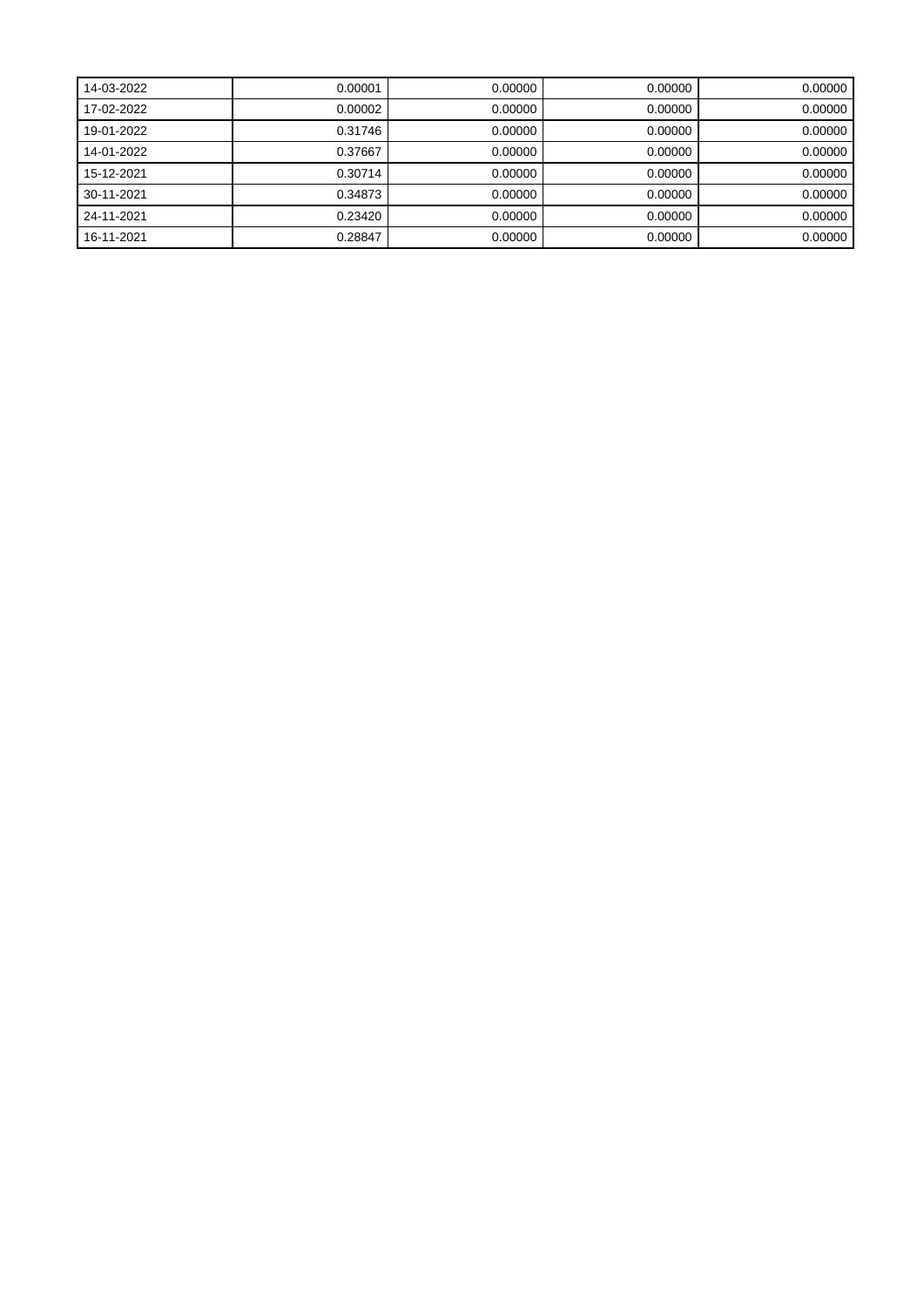| | | | | |
|---|---|---|---|---|
| 14-03-2022 | 0.00001 | 0.00000 | 0.00000 | 0.00000 |
| 17-02-2022 | 0.00002 | 0.00000 | 0.00000 | 0.00000 |
| 19-01-2022 | 0.31746 | 0.00000 | 0.00000 | 0.00000 |
| 14-01-2022 | 0.37667 | 0.00000 | 0.00000 | 0.00000 |
| 15-12-2021 | 0.30714 | 0.00000 | 0.00000 | 0.00000 |
| 30-11-2021 | 0.34873 | 0.00000 | 0.00000 | 0.00000 |
| 24-11-2021 | 0.23420 | 0.00000 | 0.00000 | 0.00000 |
| 16-11-2021 | 0.28847 | 0.00000 | 0.00000 | 0.00000 |